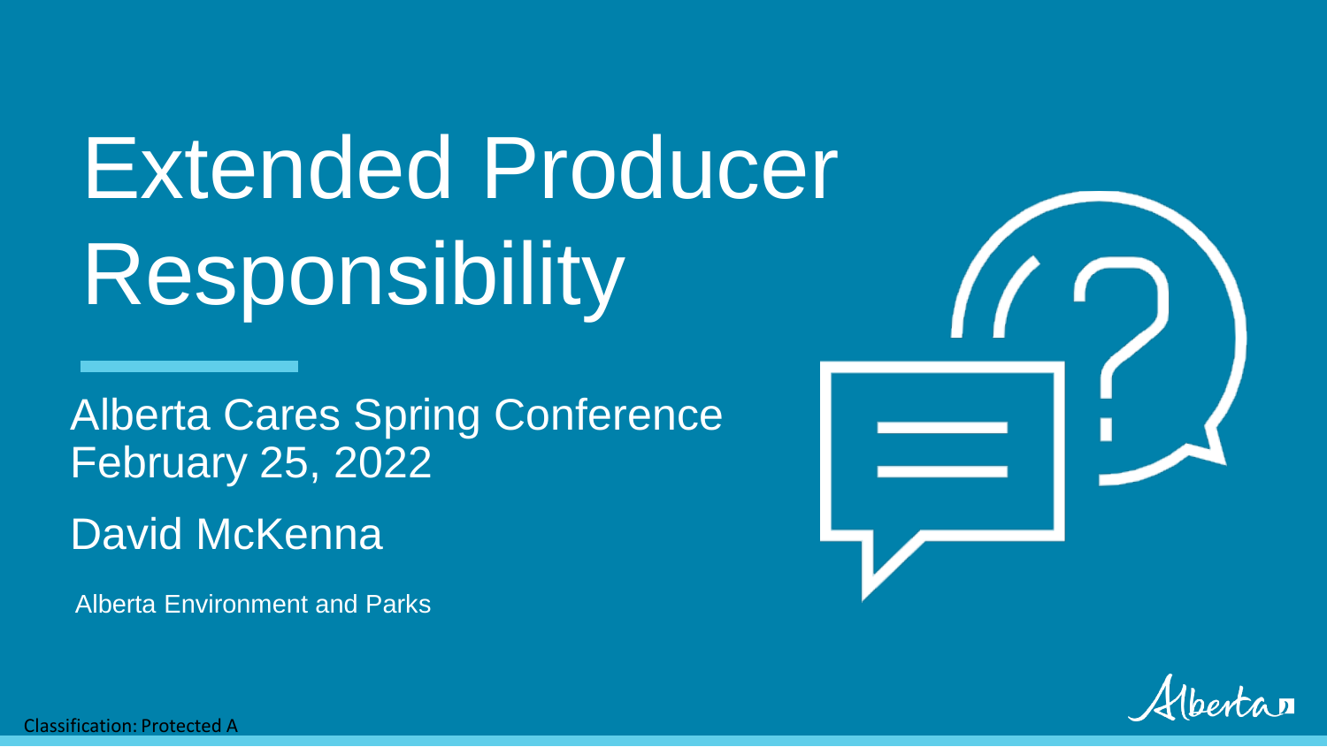# Extended Producer Responsibility

Alberta Cares Spring Conference
February 25, 2022

David McKenna

Alberta Environment and Parks

Classification: Protected A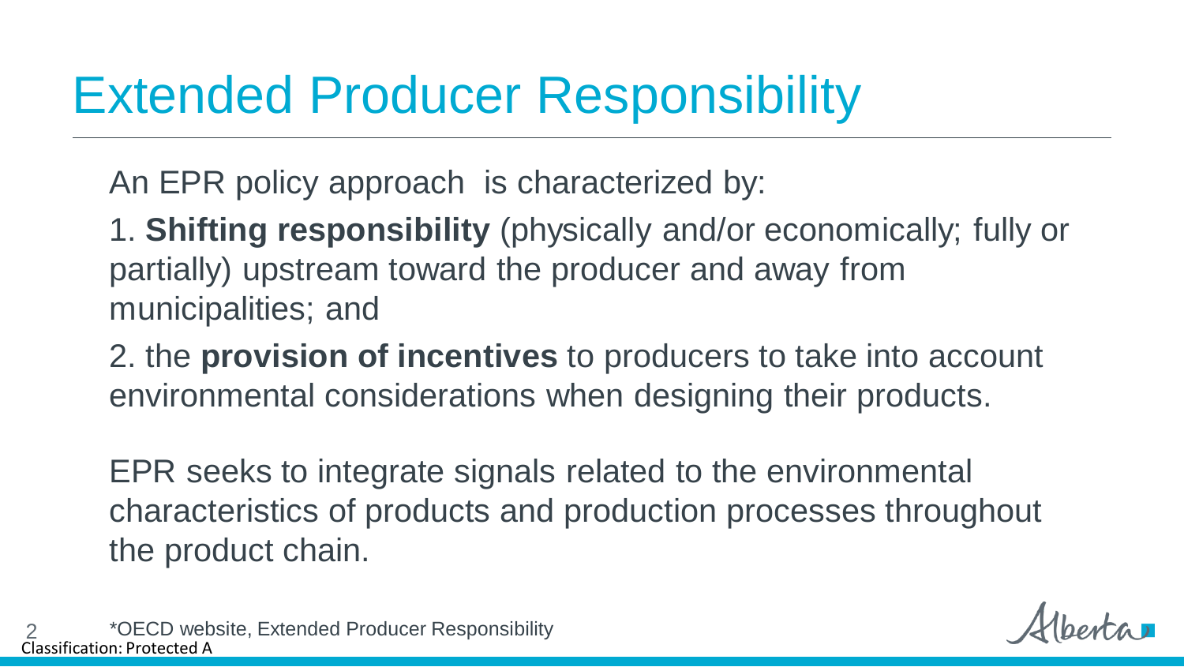# Extended Producer Responsibility

An EPR policy approach is characterized by:

1. **Shifting responsibility** (physically and/or economically; fully or partially) upstream toward the producer and away from municipalities; and

2. the **provision of incentives** to producers to take into account environmental considerations when designing their products.

EPR seeks to integrate signals related to the environmental characteristics of products and production processes throughout the product chain.

*OECD website, Extended Producer Responsibility

Classification: Protected A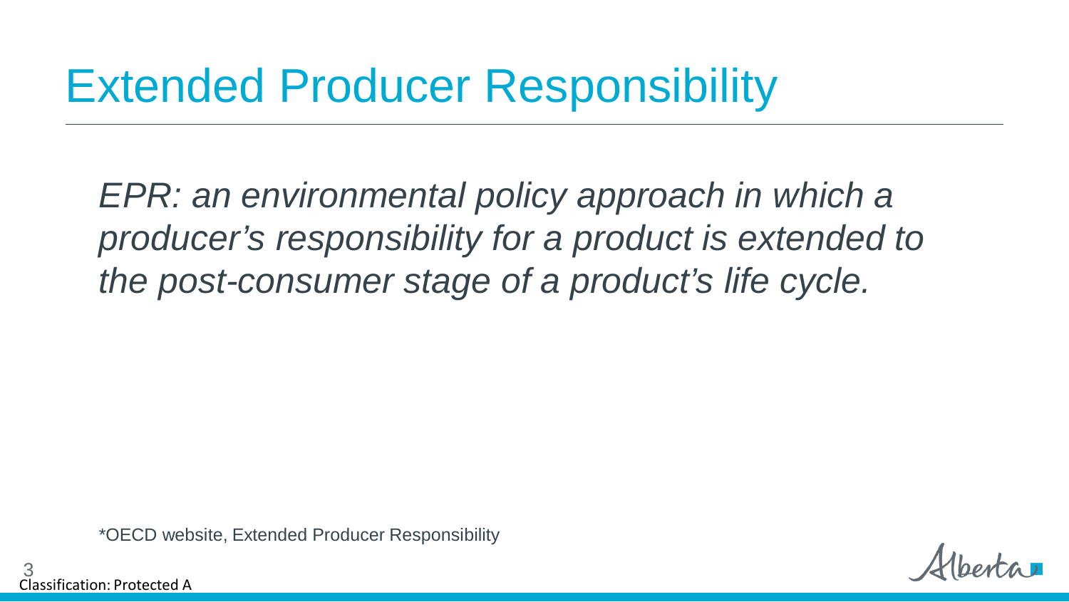# Extended Producer Responsibility

*EPR: an environmental policy approach in which a producer's responsibility for a product is extended to the post-consumer stage of a product's life cycle.*

*OECD website, Extended Producer Responsibility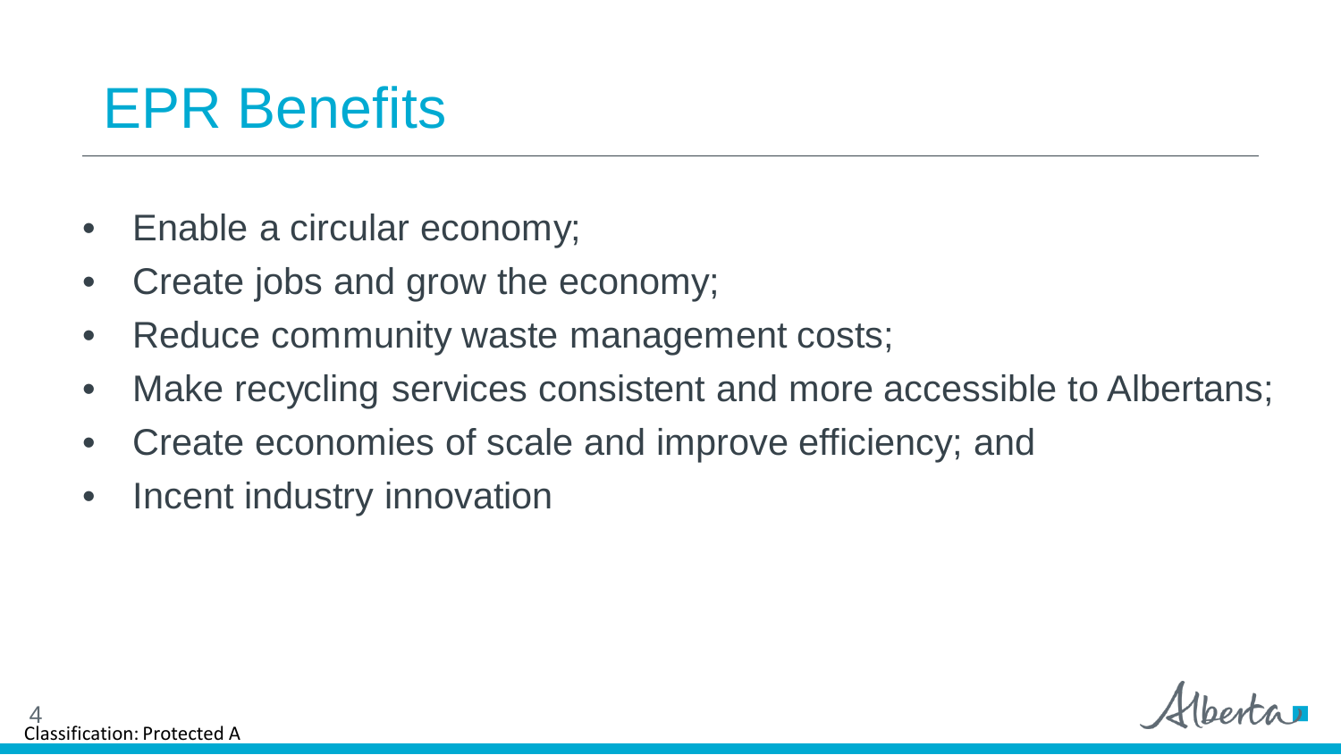# EPR Benefits

- Enable a circular economy;
- Create jobs and grow the economy;
- Reduce community waste management costs;
- Make recycling services consistent and more accessible to Albertans;
- Create economies of scale and improve efficiency; and
- Incent industry innovation

Classification: Protected A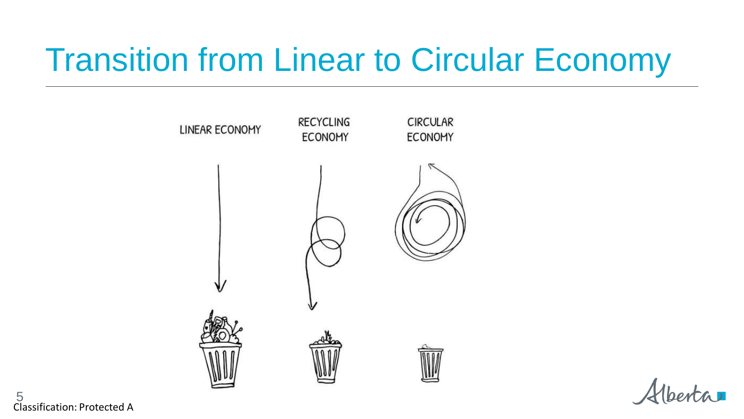# Transition from Linear to Circular Economy

LINEAR ECONOMY

RECYCLING ECONOMY

CIRCULAR ECONOMY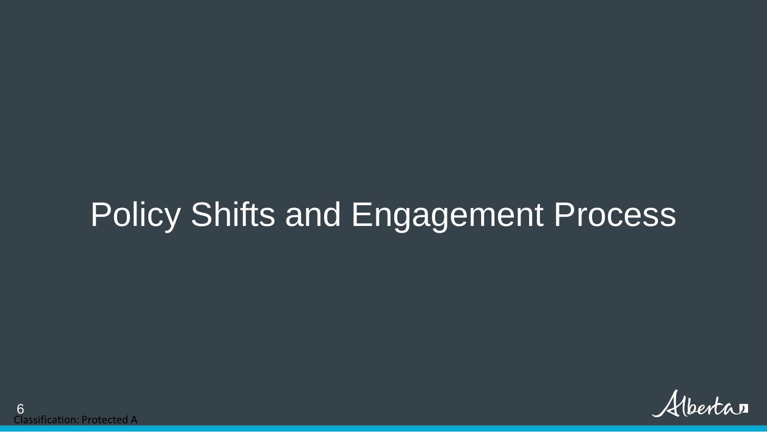# Policy Shifts and Engagement Process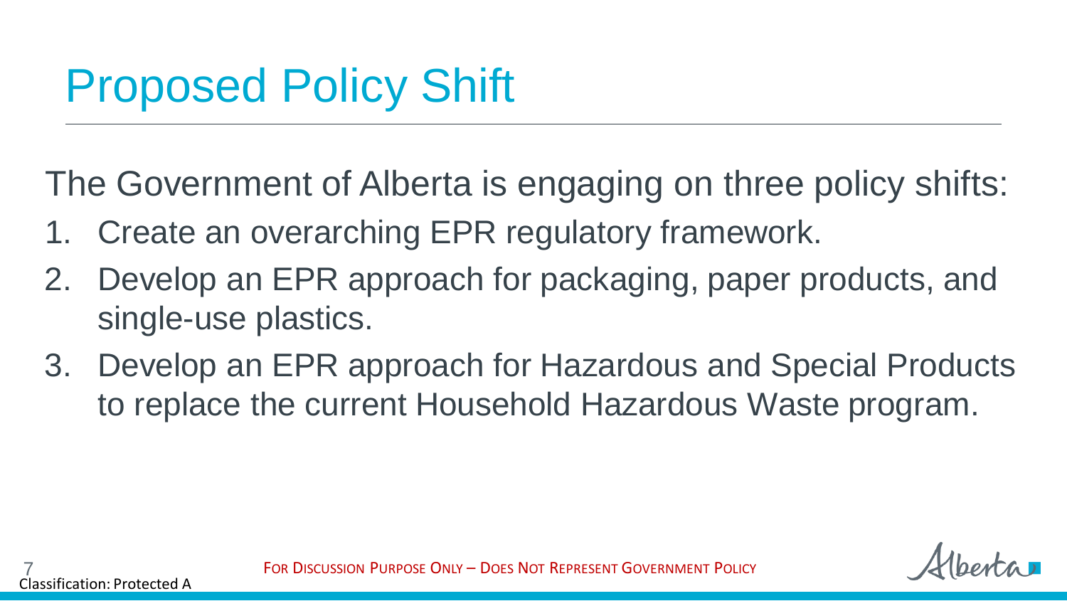# Proposed Policy Shift

The Government of Alberta is engaging on three policy shifts:

1. Create an overarching EPR regulatory framework.
2. Develop an EPR approach for packaging, paper products, and single-use plastics.
3. Develop an EPR approach for Hazardous and Special Products to replace the current Household Hazardous Waste program.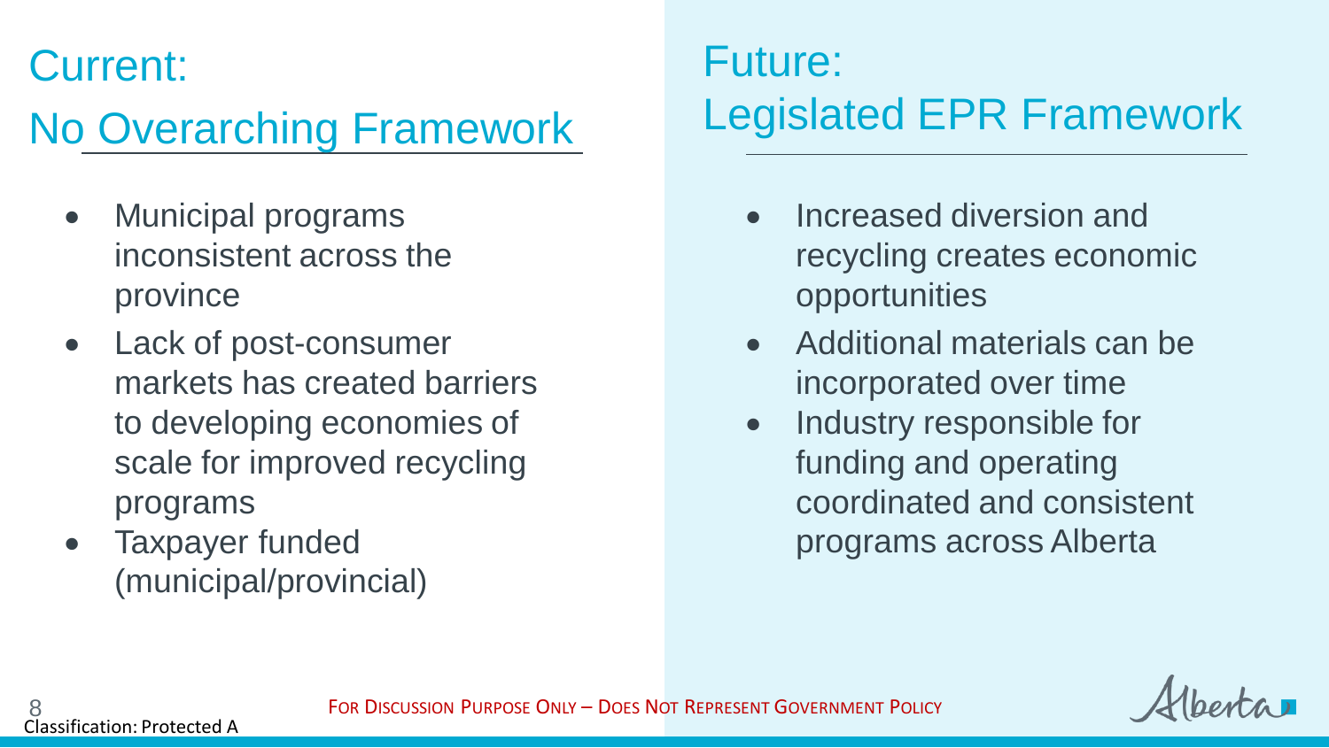## Current: No Overarching Framework

- Municipal programs inconsistent across the province
- Lack of post-consumer markets has created barriers to developing economies of scale for improved recycling programs
- Taxpayer funded (municipal/provincial)

## Future: Legislated EPR Framework

- Increased diversion and recycling creates economic opportunities
- Additional materials can be incorporated over time
- Industry responsible for funding and operating coordinated and consistent programs across Alberta

FOR DISCUSSION PURPOSE ONLY – DOES NOT REPRESENT GOVERNMENT POLICY

Classification: Protected A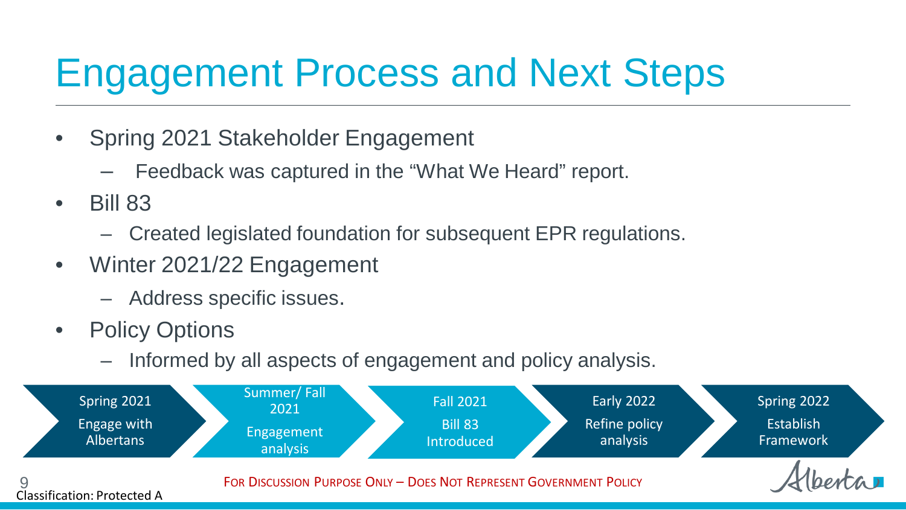# Engagement Process and Next Steps

- Spring 2021 Stakeholder Engagement
  - Feedback was captured in the "What We Heard" report.
- Bill 83
  - Created legislated foundation for subsequent EPR regulations.
- Winter 2021/22 Engagement
  - Address specific issues.
- Policy Options
  - Informed by all aspects of engagement and policy analysis.

Spring 2021 Engage with Albertans → Summer/ Fall 2021 Engagement analysis → Fall 2021 Bill 83 Introduced → Early 2022 Refine policy analysis → Spring 2022 Establish Framework

FOR DISCUSSION PURPOSE ONLY – DOES NOT REPRESENT GOVERNMENT POLICY

Classification: Protected A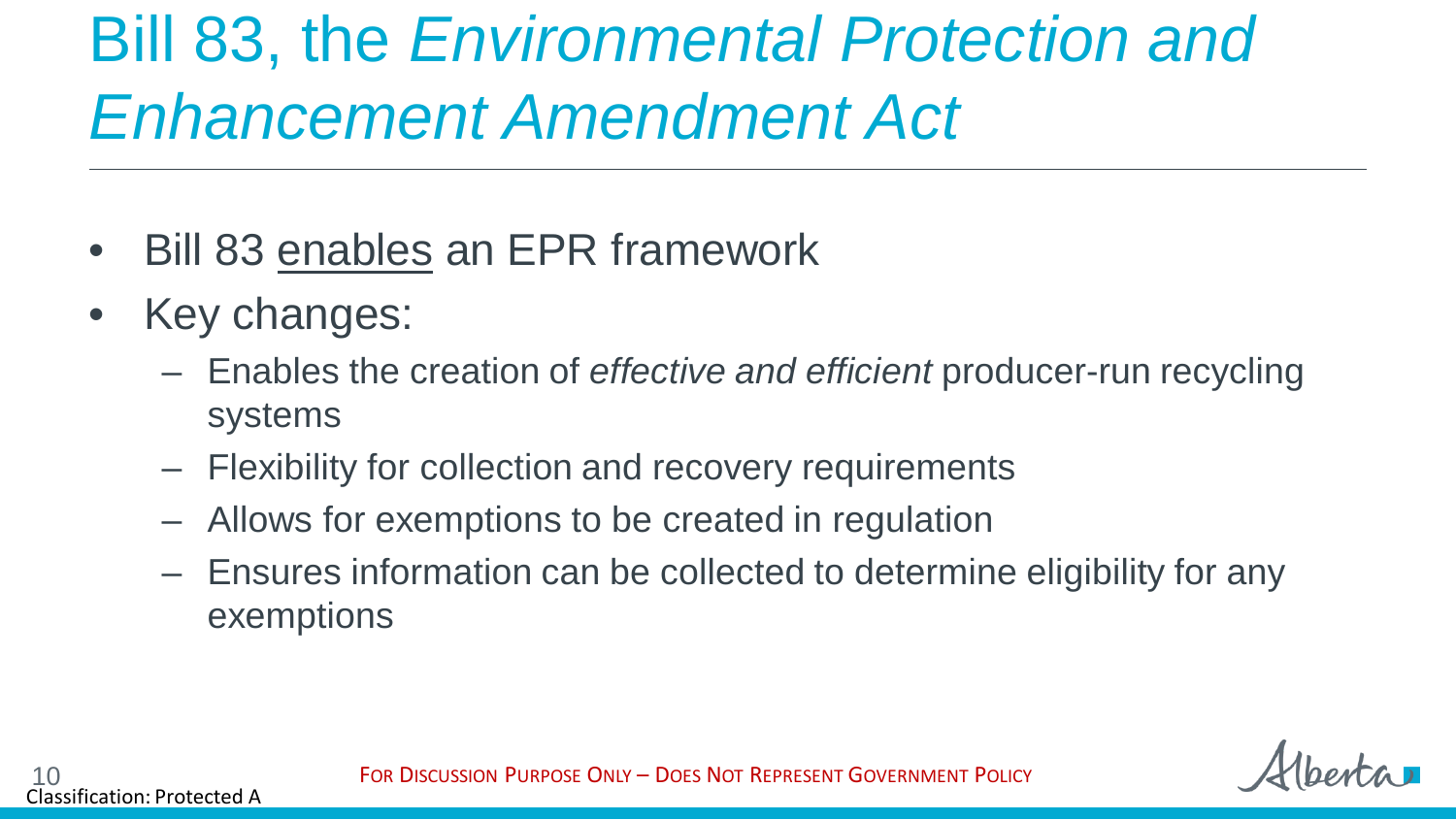# Bill 83, the *Environmental Protection and Enhancement Amendment Act*

- Bill 83 enables an EPR framework
- Key changes:
  - Enables the creation of *effective and efficient* producer-run recycling systems
  - Flexibility for collection and recovery requirements
  - Allows for exemptions to be created in regulation
  - Ensures information can be collected to determine eligibility for any exemptions

FOR DISCUSSION PURPOSE ONLY – DOES NOT REPRESENT GOVERNMENT POLICY

Classification: Protected A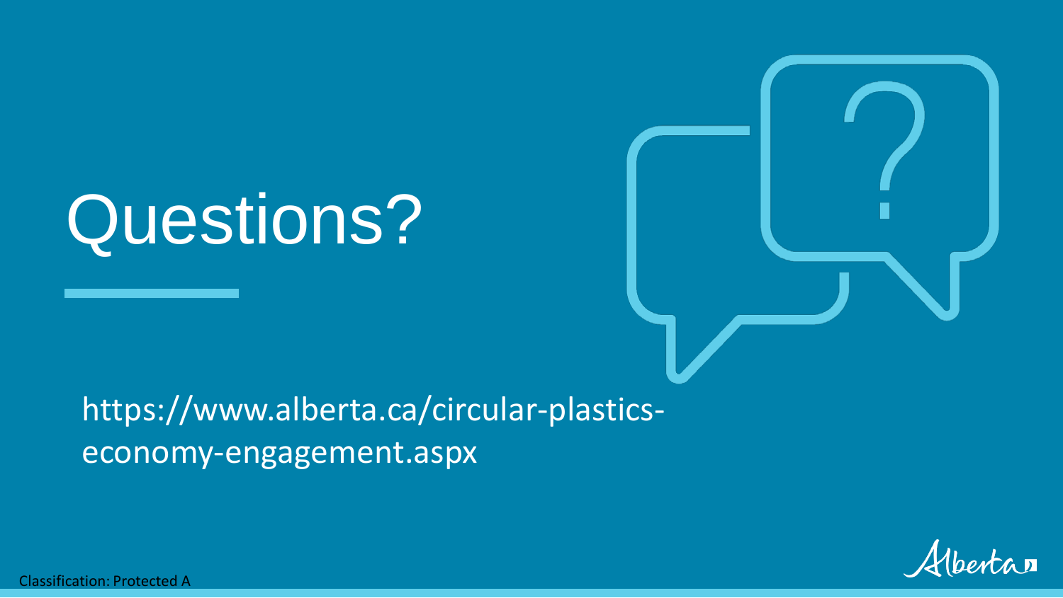# Questions?

https://www.alberta.ca/circular-plastics-economy-engagement.aspx

Classification: Protected A